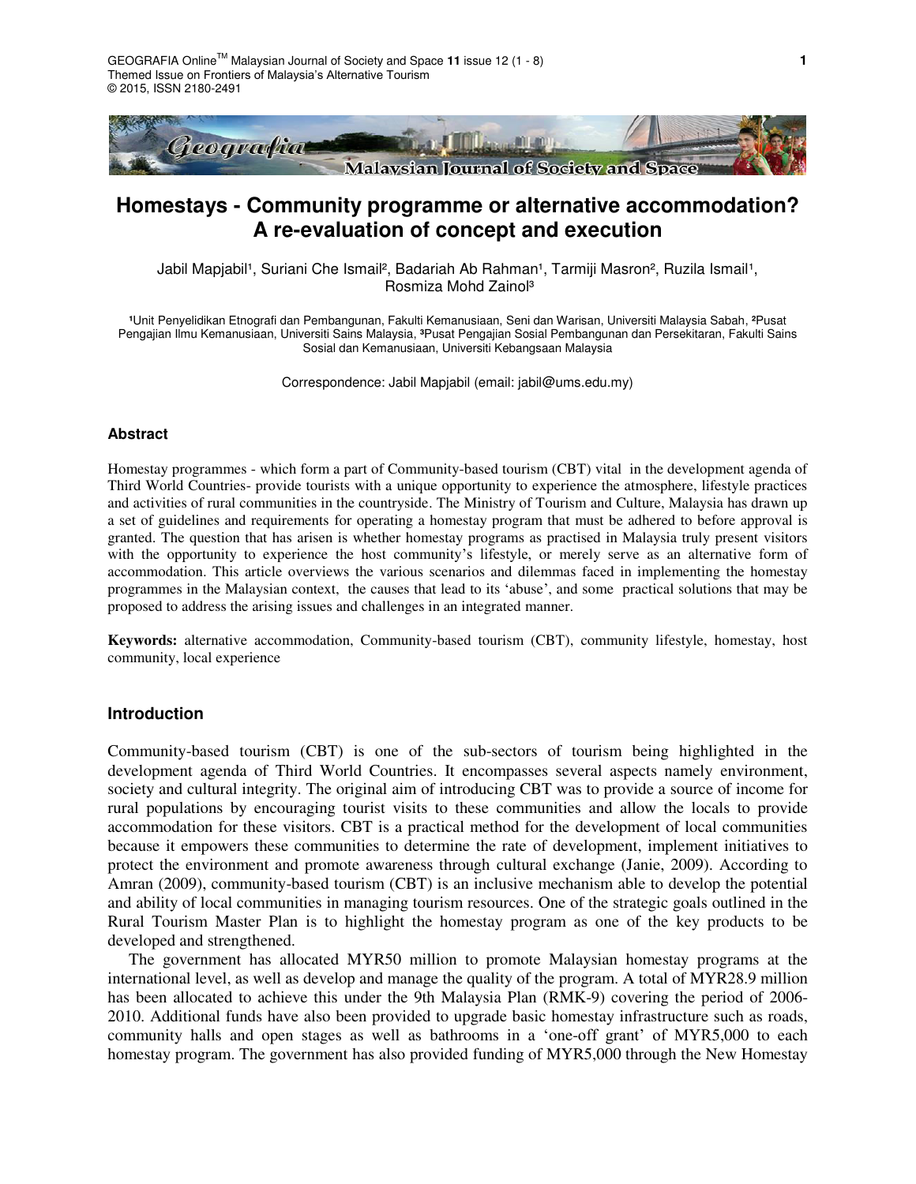# Homestays - Community programme or alternative accommodation? A re-evaluation of concept and execution

Jabil Mapjabil[1], Suriani Che Ismail[2], Badariah Ab Rahman[1], Tarmiji Masron[2], Ruzila Ismail[1], Rosmiza Mohd Zainol[3]

[1]Unit Penyelidikan Etnografi dan Pembangunan, Fakulti Kemanusiaan, Seni dan Warisan, Universiti Malaysia Sabah, [2]Pusat Pengajian Ilmu Kemanusiaan, Universiti Sains Malaysia, [3]Pusat Pengajian Sosial Pembangunan dan Persekitaran, Fakulti Sains Sosial dan Kemanusiaan, Universiti Kebangsaan Malaysia

Correspondence: Jabil Mapjabil (email: jabil@ums.edu.my)

### Abstract

Homestay programmes - which form a part of Community-based tourism (CBT) vital in the development agenda of Third World Countries- provide tourists with a unique opportunity to experience the atmosphere, lifestyle practices and activities of rural communities in the countryside. The Ministry of Tourism and Culture, Malaysia has drawn up a set of guidelines and requirements for operating a homestay program that must be adhered to before approval is granted. The question that has arisen is whether homestay programs as practised in Malaysia truly present visitors with the opportunity to experience the host community's lifestyle, or merely serve as an alternative form of accommodation. This article overviews the various scenarios and dilemmas faced in implementing the homestay programmes in the Malaysian context, the causes that lead to its 'abuse', and some practical solutions that may be proposed to address the arising issues and challenges in an integrated manner.

**Keywords:** alternative accommodation, Community-based tourism (CBT), community lifestyle, homestay, host community, local experience

## Introduction

Community-based tourism (CBT) is one of the sub-sectors of tourism being highlighted in the development agenda of Third World Countries. It encompasses several aspects namely environment, society and cultural integrity. The original aim of introducing CBT was to provide a source of income for rural populations by encouraging tourist visits to these communities and allow the locals to provide accommodation for these visitors. CBT is a practical method for the development of local communities because it empowers these communities to determine the rate of development, implement initiatives to protect the environment and promote awareness through cultural exchange (Janie, 2009). According to Amran (2009), community-based tourism (CBT) is an inclusive mechanism able to develop the potential and ability of local communities in managing tourism resources. One of the strategic goals outlined in the Rural Tourism Master Plan is to highlight the homestay program as one of the key products to be developed and strengthened.

The government has allocated MYR50 million to promote Malaysian homestay programs at the international level, as well as develop and manage the quality of the program. A total of MYR28.9 million has been allocated to achieve this under the 9th Malaysia Plan (RMK-9) covering the period of 2006-2010. Additional funds have also been provided to upgrade basic homestay infrastructure such as roads, community halls and open stages as well as bathrooms in a 'one-off grant' of MYR5,000 to each homestay program. The government has also provided funding of MYR5,000 through the New Homestay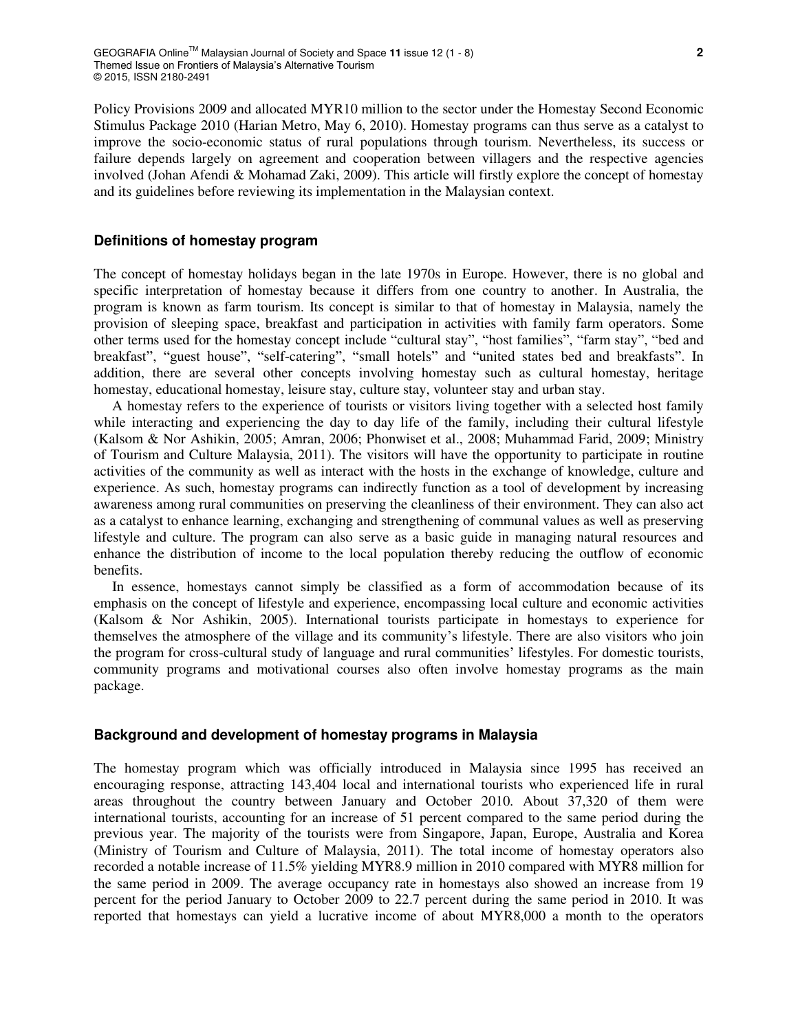Policy Provisions 2009 and allocated MYR10 million to the sector under the Homestay Second Economic Stimulus Package 2010 (Harian Metro, May 6, 2010). Homestay programs can thus serve as a catalyst to improve the socio-economic status of rural populations through tourism. Nevertheless, its success or failure depends largely on agreement and cooperation between villagers and the respective agencies involved (Johan Afendi & Mohamad Zaki, 2009). This article will firstly explore the concept of homestay and its guidelines before reviewing its implementation in the Malaysian context.

## Definitions of homestay program

The concept of homestay holidays began in the late 1970s in Europe. However, there is no global and specific interpretation of homestay because it differs from one country to another. In Australia, the program is known as farm tourism. Its concept is similar to that of homestay in Malaysia, namely the provision of sleeping space, breakfast and participation in activities with family farm operators. Some other terms used for the homestay concept include "cultural stay", "host families", "farm stay", "bed and breakfast", "guest house", "self-catering", "small hotels" and "united states bed and breakfasts". In addition, there are several other concepts involving homestay such as cultural homestay, heritage homestay, educational homestay, leisure stay, culture stay, volunteer stay and urban stay.

A homestay refers to the experience of tourists or visitors living together with a selected host family while interacting and experiencing the day to day life of the family, including their cultural lifestyle (Kalsom & Nor Ashikin, 2005; Amran, 2006; Phonwiset et al., 2008; Muhammad Farid, 2009; Ministry of Tourism and Culture Malaysia, 2011). The visitors will have the opportunity to participate in routine activities of the community as well as interact with the hosts in the exchange of knowledge, culture and experience. As such, homestay programs can indirectly function as a tool of development by increasing awareness among rural communities on preserving the cleanliness of their environment. They can also act as a catalyst to enhance learning, exchanging and strengthening of communal values as well as preserving lifestyle and culture. The program can also serve as a basic guide in managing natural resources and enhance the distribution of income to the local population thereby reducing the outflow of economic benefits.

In essence, homestays cannot simply be classified as a form of accommodation because of its emphasis on the concept of lifestyle and experience, encompassing local culture and economic activities (Kalsom & Nor Ashikin, 2005). International tourists participate in homestays to experience for themselves the atmosphere of the village and its community's lifestyle. There are also visitors who join the program for cross-cultural study of language and rural communities' lifestyles. For domestic tourists, community programs and motivational courses also often involve homestay programs as the main package.

## Background and development of homestay programs in Malaysia

The homestay program which was officially introduced in Malaysia since 1995 has received an encouraging response, attracting 143,404 local and international tourists who experienced life in rural areas throughout the country between January and October 2010. About 37,320 of them were international tourists, accounting for an increase of 51 percent compared to the same period during the previous year. The majority of the tourists were from Singapore, Japan, Europe, Australia and Korea (Ministry of Tourism and Culture of Malaysia, 2011). The total income of homestay operators also recorded a notable increase of 11.5% yielding MYR8.9 million in 2010 compared with MYR8 million for the same period in 2009. The average occupancy rate in homestays also showed an increase from 19 percent for the period January to October 2009 to 22.7 percent during the same period in 2010. It was reported that homestays can yield a lucrative income of about MYR8,000 a month to the operators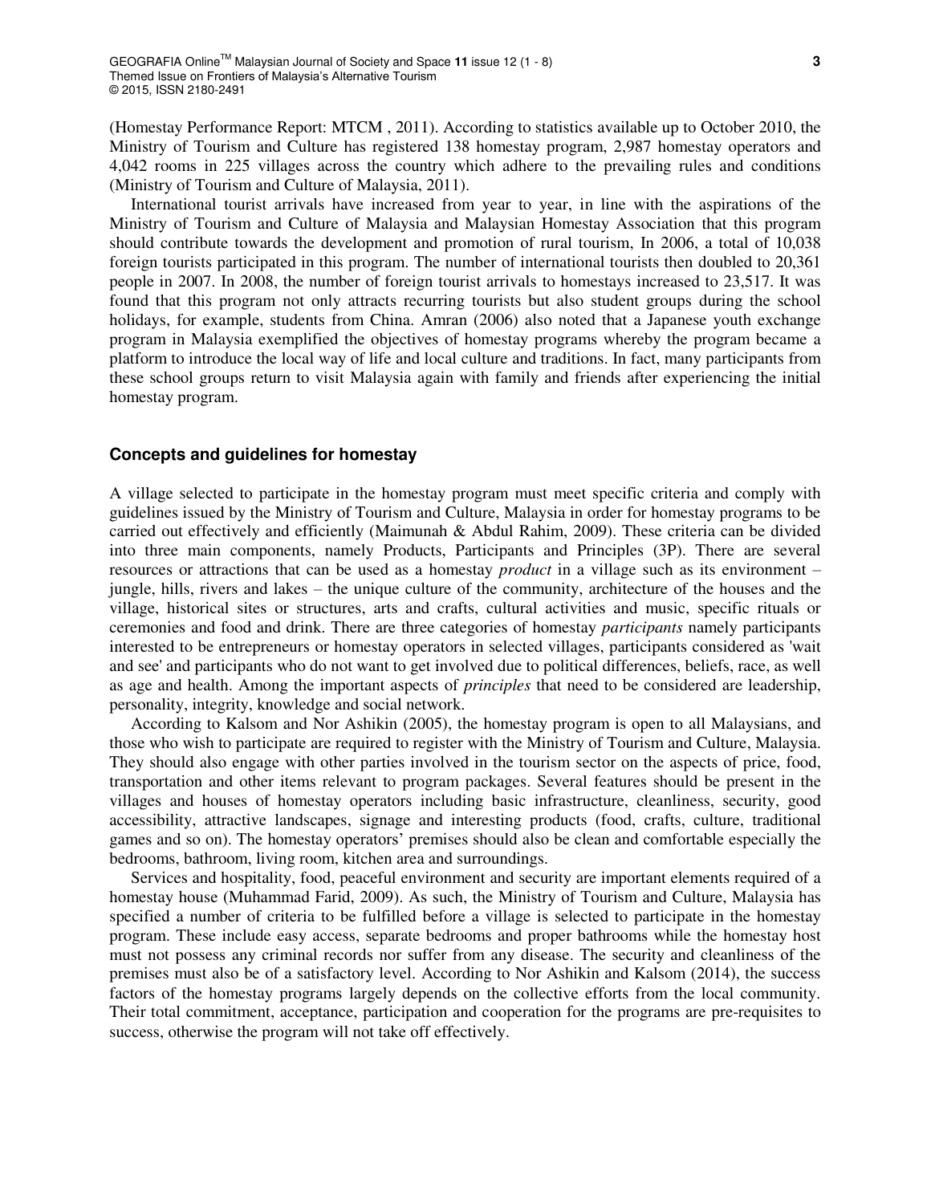(Homestay Performance Report: MTCM , 2011). According to statistics available up to October 2010, the Ministry of Tourism and Culture has registered 138 homestay program, 2,987 homestay operators and 4,042 rooms in 225 villages across the country which adhere to the prevailing rules and conditions (Ministry of Tourism and Culture of Malaysia, 2011).

International tourist arrivals have increased from year to year, in line with the aspirations of the Ministry of Tourism and Culture of Malaysia and Malaysian Homestay Association that this program should contribute towards the development and promotion of rural tourism, In 2006, a total of 10,038 foreign tourists participated in this program. The number of international tourists then doubled to 20,361 people in 2007. In 2008, the number of foreign tourist arrivals to homestays increased to 23,517. It was found that this program not only attracts recurring tourists but also student groups during the school holidays, for example, students from China. Amran (2006) also noted that a Japanese youth exchange program in Malaysia exemplified the objectives of homestay programs whereby the program became a platform to introduce the local way of life and local culture and traditions. In fact, many participants from these school groups return to visit Malaysia again with family and friends after experiencing the initial homestay program.

### Concepts and guidelines for homestay

A village selected to participate in the homestay program must meet specific criteria and comply with guidelines issued by the Ministry of Tourism and Culture, Malaysia in order for homestay programs to be carried out effectively and efficiently (Maimunah & Abdul Rahim, 2009). These criteria can be divided into three main components, namely Products, Participants and Principles (3P). There are several resources or attractions that can be used as a homestay *product* in a village such as its environment – jungle, hills, rivers and lakes – the unique culture of the community, architecture of the houses and the village, historical sites or structures, arts and crafts, cultural activities and music, specific rituals or ceremonies and food and drink. There are three categories of homestay *participants* namely participants interested to be entrepreneurs or homestay operators in selected villages, participants considered as 'wait and see' and participants who do not want to get involved due to political differences, beliefs, race, as well as age and health. Among the important aspects of *principles* that need to be considered are leadership, personality, integrity, knowledge and social network.

According to Kalsom and Nor Ashikin (2005), the homestay program is open to all Malaysians, and those who wish to participate are required to register with the Ministry of Tourism and Culture, Malaysia. They should also engage with other parties involved in the tourism sector on the aspects of price, food, transportation and other items relevant to program packages. Several features should be present in the villages and houses of homestay operators including basic infrastructure, cleanliness, security, good accessibility, attractive landscapes, signage and interesting products (food, crafts, culture, traditional games and so on). The homestay operators' premises should also be clean and comfortable especially the bedrooms, bathroom, living room, kitchen area and surroundings.

Services and hospitality, food, peaceful environment and security are important elements required of a homestay house (Muhammad Farid, 2009). As such, the Ministry of Tourism and Culture, Malaysia has specified a number of criteria to be fulfilled before a village is selected to participate in the homestay program. These include easy access, separate bedrooms and proper bathrooms while the homestay host must not possess any criminal records nor suffer from any disease. The security and cleanliness of the premises must also be of a satisfactory level. According to Nor Ashikin and Kalsom (2014), the success factors of the homestay programs largely depends on the collective efforts from the local community. Their total commitment, acceptance, participation and cooperation for the programs are pre-requisites to success, otherwise the program will not take off effectively.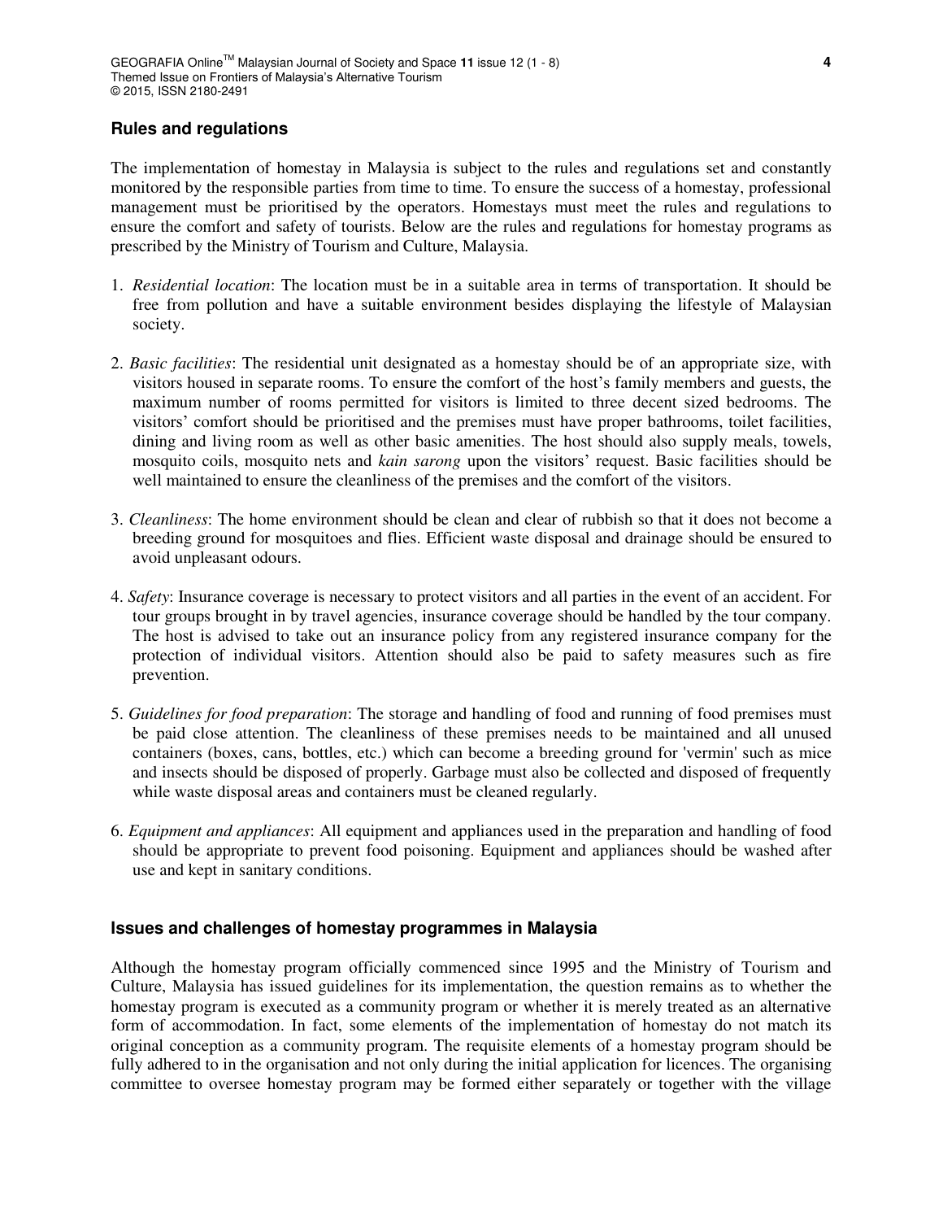## Rules and regulations

The implementation of homestay in Malaysia is subject to the rules and regulations set and constantly monitored by the responsible parties from time to time. To ensure the success of a homestay, professional management must be prioritised by the operators. Homestays must meet the rules and regulations to ensure the comfort and safety of tourists. Below are the rules and regulations for homestay programs as prescribed by the Ministry of Tourism and Culture, Malaysia.

1. *Residential location*: The location must be in a suitable area in terms of transportation. It should be free from pollution and have a suitable environment besides displaying the lifestyle of Malaysian society.

2. *Basic facilities*: The residential unit designated as a homestay should be of an appropriate size, with visitors housed in separate rooms. To ensure the comfort of the host's family members and guests, the maximum number of rooms permitted for visitors is limited to three decent sized bedrooms. The visitors' comfort should be prioritised and the premises must have proper bathrooms, toilet facilities, dining and living room as well as other basic amenities. The host should also supply meals, towels, mosquito coils, mosquito nets and *kain sarong* upon the visitors' request. Basic facilities should be well maintained to ensure the cleanliness of the premises and the comfort of the visitors.

3. *Cleanliness*: The home environment should be clean and clear of rubbish so that it does not become a breeding ground for mosquitoes and flies. Efficient waste disposal and drainage should be ensured to avoid unpleasant odours.

4. *Safety*: Insurance coverage is necessary to protect visitors and all parties in the event of an accident. For tour groups brought in by travel agencies, insurance coverage should be handled by the tour company. The host is advised to take out an insurance policy from any registered insurance company for the protection of individual visitors. Attention should also be paid to safety measures such as fire prevention.

5. *Guidelines for food preparation*: The storage and handling of food and running of food premises must be paid close attention. The cleanliness of these premises needs to be maintained and all unused containers (boxes, cans, bottles, etc.) which can become a breeding ground for 'vermin' such as mice and insects should be disposed of properly. Garbage must also be collected and disposed of frequently while waste disposal areas and containers must be cleaned regularly.

6. *Equipment and appliances*: All equipment and appliances used in the preparation and handling of food should be appropriate to prevent food poisoning. Equipment and appliances should be washed after use and kept in sanitary conditions.

## Issues and challenges of homestay programmes in Malaysia

Although the homestay program officially commenced since 1995 and the Ministry of Tourism and Culture, Malaysia has issued guidelines for its implementation, the question remains as to whether the homestay program is executed as a community program or whether it is merely treated as an alternative form of accommodation. In fact, some elements of the implementation of homestay do not match its original conception as a community program. The requisite elements of a homestay program should be fully adhered to in the organisation and not only during the initial application for licences. The organising committee to oversee homestay program may be formed either separately or together with the village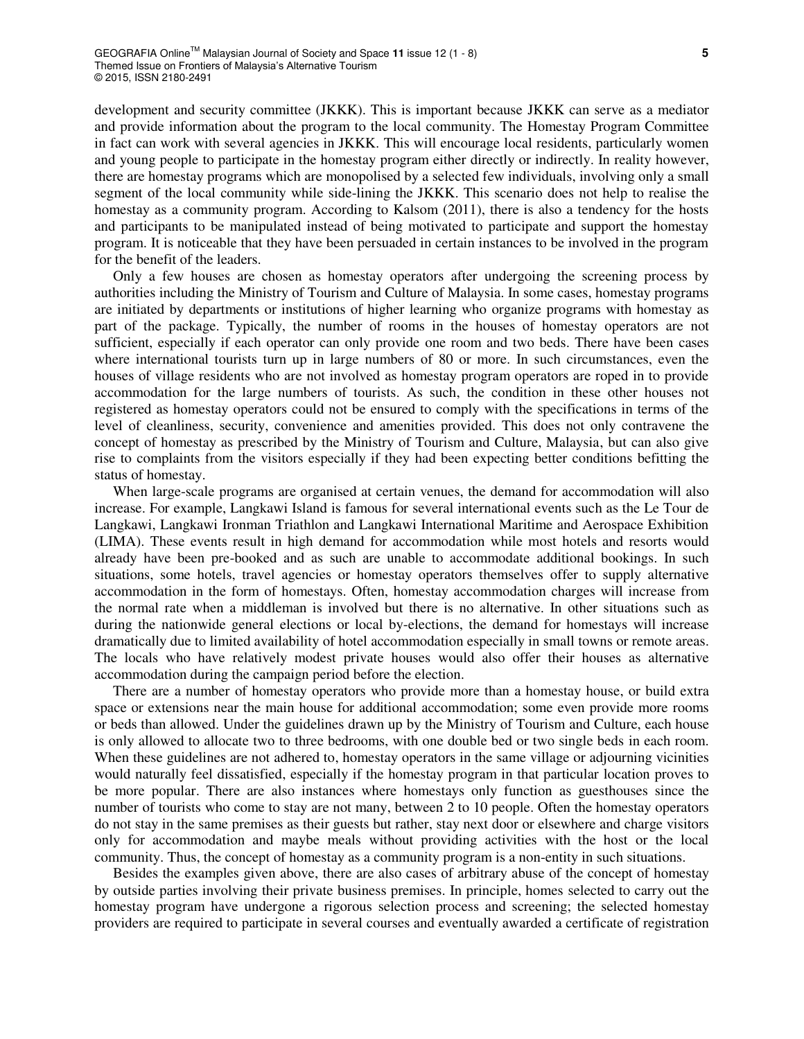development and security committee (JKKK). This is important because JKKK can serve as a mediator and provide information about the program to the local community. The Homestay Program Committee in fact can work with several agencies in JKKK. This will encourage local residents, particularly women and young people to participate in the homestay program either directly or indirectly. In reality however, there are homestay programs which are monopolised by a selected few individuals, involving only a small segment of the local community while side-lining the JKKK. This scenario does not help to realise the homestay as a community program. According to Kalsom (2011), there is also a tendency for the hosts and participants to be manipulated instead of being motivated to participate and support the homestay program. It is noticeable that they have been persuaded in certain instances to be involved in the program for the benefit of the leaders.

Only a few houses are chosen as homestay operators after undergoing the screening process by authorities including the Ministry of Tourism and Culture of Malaysia. In some cases, homestay programs are initiated by departments or institutions of higher learning who organize programs with homestay as part of the package. Typically, the number of rooms in the houses of homestay operators are not sufficient, especially if each operator can only provide one room and two beds. There have been cases where international tourists turn up in large numbers of 80 or more. In such circumstances, even the houses of village residents who are not involved as homestay program operators are roped in to provide accommodation for the large numbers of tourists. As such, the condition in these other houses not registered as homestay operators could not be ensured to comply with the specifications in terms of the level of cleanliness, security, convenience and amenities provided. This does not only contravene the concept of homestay as prescribed by the Ministry of Tourism and Culture, Malaysia, but can also give rise to complaints from the visitors especially if they had been expecting better conditions befitting the status of homestay.

When large-scale programs are organised at certain venues, the demand for accommodation will also increase. For example, Langkawi Island is famous for several international events such as the Le Tour de Langkawi, Langkawi Ironman Triathlon and Langkawi International Maritime and Aerospace Exhibition (LIMA). These events result in high demand for accommodation while most hotels and resorts would already have been pre-booked and as such are unable to accommodate additional bookings. In such situations, some hotels, travel agencies or homestay operators themselves offer to supply alternative accommodation in the form of homestays. Often, homestay accommodation charges will increase from the normal rate when a middleman is involved but there is no alternative. In other situations such as during the nationwide general elections or local by-elections, the demand for homestays will increase dramatically due to limited availability of hotel accommodation especially in small towns or remote areas. The locals who have relatively modest private houses would also offer their houses as alternative accommodation during the campaign period before the election.

There are a number of homestay operators who provide more than a homestay house, or build extra space or extensions near the main house for additional accommodation; some even provide more rooms or beds than allowed. Under the guidelines drawn up by the Ministry of Tourism and Culture, each house is only allowed to allocate two to three bedrooms, with one double bed or two single beds in each room. When these guidelines are not adhered to, homestay operators in the same village or adjourning vicinities would naturally feel dissatisfied, especially if the homestay program in that particular location proves to be more popular. There are also instances where homestays only function as guesthouses since the number of tourists who come to stay are not many, between 2 to 10 people. Often the homestay operators do not stay in the same premises as their guests but rather, stay next door or elsewhere and charge visitors only for accommodation and maybe meals without providing activities with the host or the local community. Thus, the concept of homestay as a community program is a non-entity in such situations.

Besides the examples given above, there are also cases of arbitrary abuse of the concept of homestay by outside parties involving their private business premises. In principle, homes selected to carry out the homestay program have undergone a rigorous selection process and screening; the selected homestay providers are required to participate in several courses and eventually awarded a certificate of registration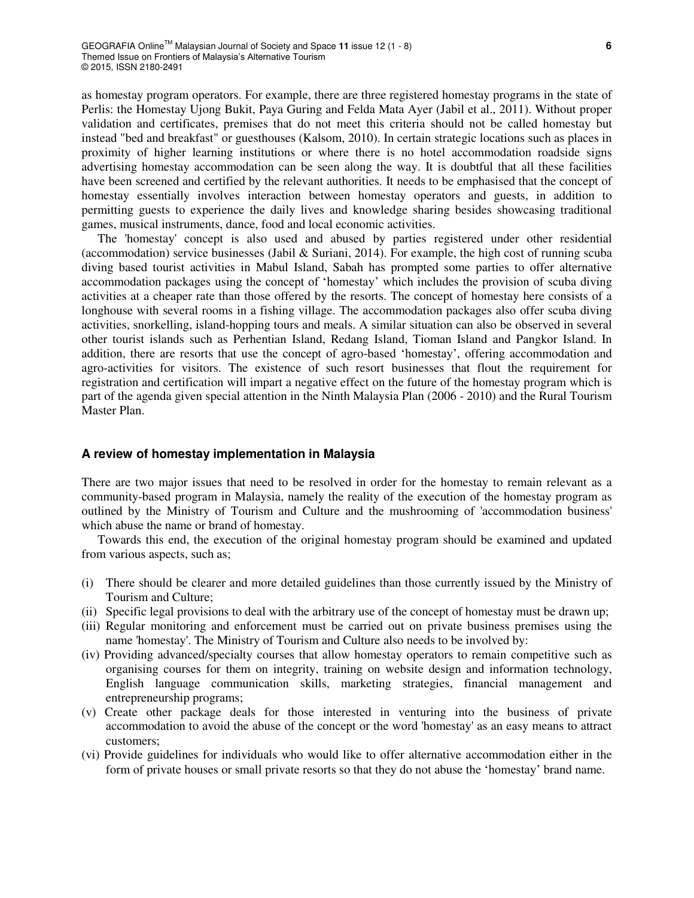as homestay program operators. For example, there are three registered homestay programs in the state of Perlis: the Homestay Ujong Bukit, Paya Guring and Felda Mata Ayer (Jabil et al., 2011). Without proper validation and certificates, premises that do not meet this criteria should not be called homestay but instead "bed and breakfast" or guesthouses (Kalsom, 2010). In certain strategic locations such as places in proximity of higher learning institutions or where there is no hotel accommodation roadside signs advertising homestay accommodation can be seen along the way. It is doubtful that all these facilities have been screened and certified by the relevant authorities. It needs to be emphasised that the concept of homestay essentially involves interaction between homestay operators and guests, in addition to permitting guests to experience the daily lives and knowledge sharing besides showcasing traditional games, musical instruments, dance, food and local economic activities.

The 'homestay' concept is also used and abused by parties registered under other residential (accommodation) service businesses (Jabil & Suriani, 2014). For example, the high cost of running scuba diving based tourist activities in Mabul Island, Sabah has prompted some parties to offer alternative accommodation packages using the concept of 'homestay' which includes the provision of scuba diving activities at a cheaper rate than those offered by the resorts. The concept of homestay here consists of a longhouse with several rooms in a fishing village. The accommodation packages also offer scuba diving activities, snorkelling, island-hopping tours and meals. A similar situation can also be observed in several other tourist islands such as Perhentian Island, Redang Island, Tioman Island and Pangkor Island. In addition, there are resorts that use the concept of agro-based 'homestay', offering accommodation and agro-activities for visitors. The existence of such resort businesses that flout the requirement for registration and certification will impart a negative effect on the future of the homestay program which is part of the agenda given special attention in the Ninth Malaysia Plan (2006 - 2010) and the Rural Tourism Master Plan.

## A review of homestay implementation in Malaysia

There are two major issues that need to be resolved in order for the homestay to remain relevant as a community-based program in Malaysia, namely the reality of the execution of the homestay program as outlined by the Ministry of Tourism and Culture and the mushrooming of 'accommodation business' which abuse the name or brand of homestay.

Towards this end, the execution of the original homestay program should be examined and updated from various aspects, such as;

(i) There should be clearer and more detailed guidelines than those currently issued by the Ministry of Tourism and Culture;

(ii) Specific legal provisions to deal with the arbitrary use of the concept of homestay must be drawn up;

(iii) Regular monitoring and enforcement must be carried out on private business premises using the name 'homestay'. The Ministry of Tourism and Culture also needs to be involved by:

(iv) Providing advanced/specialty courses that allow homestay operators to remain competitive such as organising courses for them on integrity, training on website design and information technology, English language communication skills, marketing strategies, financial management and entrepreneurship programs;

(v) Create other package deals for those interested in venturing into the business of private accommodation to avoid the abuse of the concept or the word 'homestay' as an easy means to attract customers;

(vi) Provide guidelines for individuals who would like to offer alternative accommodation either in the form of private houses or small private resorts so that they do not abuse the 'homestay' brand name.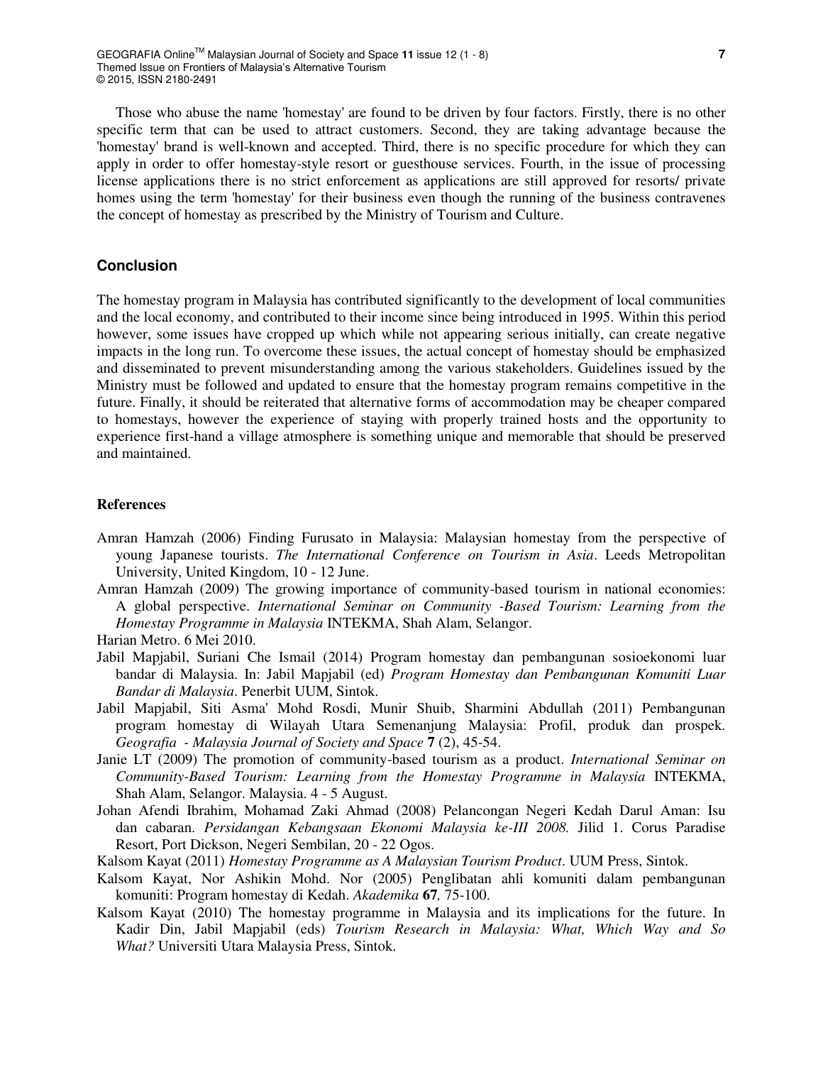Those who abuse the name 'homestay' are found to be driven by four factors. Firstly, there is no other specific term that can be used to attract customers. Second, they are taking advantage because the 'homestay' brand is well-known and accepted. Third, there is no specific procedure for which they can apply in order to offer homestay-style resort or guesthouse services. Fourth, in the issue of processing license applications there is no strict enforcement as applications are still approved for resorts/ private homes using the term 'homestay' for their business even though the running of the business contravenes the concept of homestay as prescribed by the Ministry of Tourism and Culture.

## Conclusion

The homestay program in Malaysia has contributed significantly to the development of local communities and the local economy, and contributed to their income since being introduced in 1995. Within this period however, some issues have cropped up which while not appearing serious initially, can create negative impacts in the long run. To overcome these issues, the actual concept of homestay should be emphasized and disseminated to prevent misunderstanding among the various stakeholders. Guidelines issued by the Ministry must be followed and updated to ensure that the homestay program remains competitive in the future. Finally, it should be reiterated that alternative forms of accommodation may be cheaper compared to homestays, however the experience of staying with properly trained hosts and the opportunity to experience first-hand a village atmosphere is something unique and memorable that should be preserved and maintained.

## References

Amran Hamzah (2006) Finding Furusato in Malaysia: Malaysian homestay from the perspective of young Japanese tourists. *The International Conference on Tourism in Asia*. Leeds Metropolitan University, United Kingdom, 10 - 12 June.

Amran Hamzah (2009) The growing importance of community-based tourism in national economies: A global perspective. *International Seminar on Community -Based Tourism: Learning from the Homestay Programme in Malaysia* INTEKMA, Shah Alam, Selangor.

Harian Metro. 6 Mei 2010.

Jabil Mapjabil, Suriani Che Ismail (2014) Program homestay dan pembangunan sosioekonomi luar bandar di Malaysia. In: Jabil Mapjabil (ed) *Program Homestay dan Pembangunan Komuniti Luar Bandar di Malaysia*. Penerbit UUM, Sintok.

Jabil Mapjabil, Siti Asma' Mohd Rosdi, Munir Shuib, Sharmini Abdullah (2011) Pembangunan program homestay di Wilayah Utara Semenanjung Malaysia: Profil, produk dan prospek. *Geografia - Malaysia Journal of Society and Space* **7** (2), 45-54.

Janie LT (2009) The promotion of community-based tourism as a product. *International Seminar on Community-Based Tourism: Learning from the Homestay Programme in Malaysia* INTEKMA, Shah Alam, Selangor. Malaysia. 4 - 5 August.

Johan Afendi Ibrahim, Mohamad Zaki Ahmad (2008) Pelancongan Negeri Kedah Darul Aman: Isu dan cabaran. *Persidangan Kebangsaan Ekonomi Malaysia ke-III 2008.* Jilid 1. Corus Paradise Resort, Port Dickson, Negeri Sembilan, 20 - 22 Ogos.

Kalsom Kayat (2011) *Homestay Programme as A Malaysian Tourism Product*. UUM Press, Sintok.

Kalsom Kayat, Nor Ashikin Mohd. Nor (2005) Penglibatan ahli komuniti dalam pembangunan komuniti: Program homestay di Kedah. *Akademika* **67***,* 75-100.

Kalsom Kayat (2010) The homestay programme in Malaysia and its implications for the future. In Kadir Din, Jabil Mapjabil (eds) *Tourism Research in Malaysia: What, Which Way and So What?* Universiti Utara Malaysia Press, Sintok.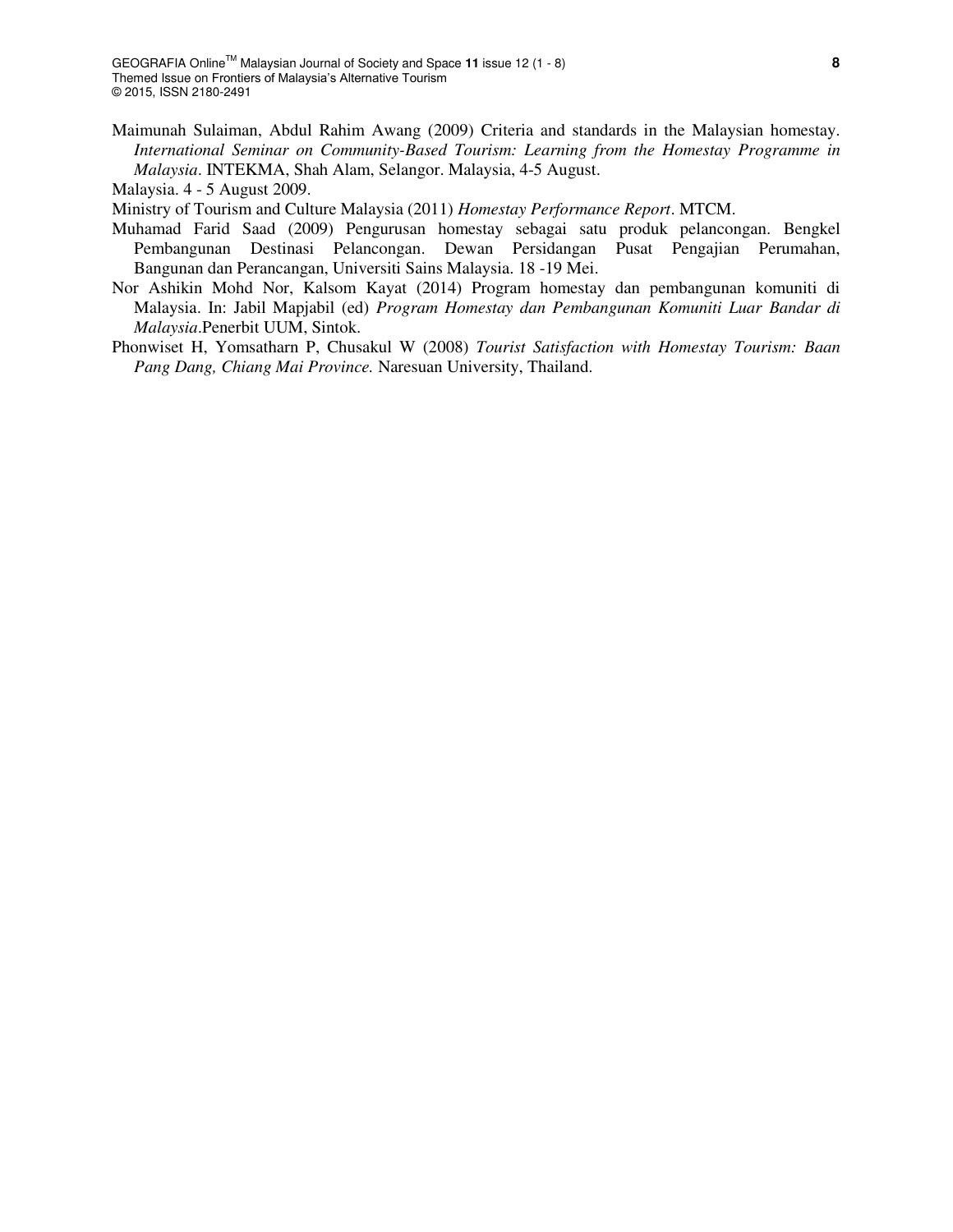Maimunah Sulaiman, Abdul Rahim Awang (2009) Criteria and standards in the Malaysian homestay. *International Seminar on Community-Based Tourism: Learning from the Homestay Programme in Malaysia*. INTEKMA, Shah Alam, Selangor. Malaysia, 4-5 August.

Malaysia. 4 - 5 August 2009.

Ministry of Tourism and Culture Malaysia (2011) *Homestay Performance Report*. MTCM.

Muhamad Farid Saad (2009) Pengurusan homestay sebagai satu produk pelancongan. Bengkel Pembangunan Destinasi Pelancongan. Dewan Persidangan Pusat Pengajian Perumahan, Bangunan dan Perancangan, Universiti Sains Malaysia. 18 -19 Mei.

Nor Ashikin Mohd Nor, Kalsom Kayat (2014) Program homestay dan pembangunan komuniti di Malaysia. In: Jabil Mapjabil (ed) *Program Homestay dan Pembangunan Komuniti Luar Bandar di Malaysia*.Penerbit UUM, Sintok.

Phonwiset H, Yomsatharn P, Chusakul W (2008) *Tourist Satisfaction with Homestay Tourism: Baan Pang Dang, Chiang Mai Province.* Naresuan University, Thailand.